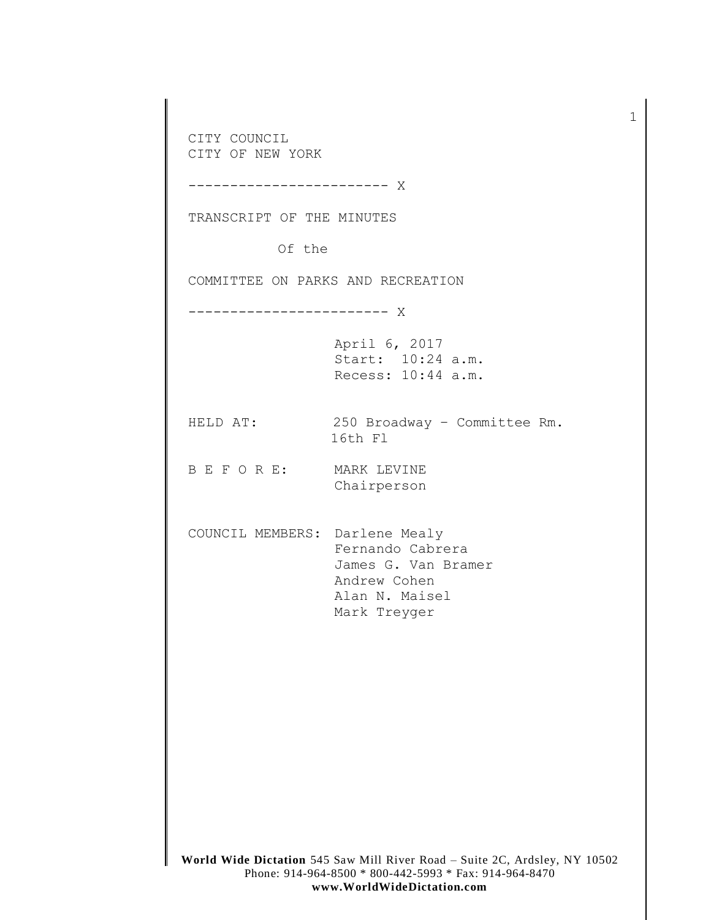CITY COUNCIL
CITY OF NEW YORK

------------------------ X

TRANSCRIPT OF THE MINUTES

Of the

COMMITTEE ON PARKS AND RECREATION

------------------------ X

April 6, 2017
Start: 10:24 a.m.
Recess: 10:44 a.m.

HELD AT: 250 Broadway – Committee Rm. 16th Fl

B E F O R E: MARK LEVINE
Chairperson

COUNCIL MEMBERS: Darlene Mealy
Fernando Cabrera
James G. Van Bramer
Andrew Cohen
Alan N. Maisel
Mark Treyger

**World Wide Dictation** 545 Saw Mill River Road – Suite 2C, Ardsley, NY 10502
Phone: 914-964-8500 * 800-442-5993 * Fax: 914-964-8470
**www.WorldWideDictation.com**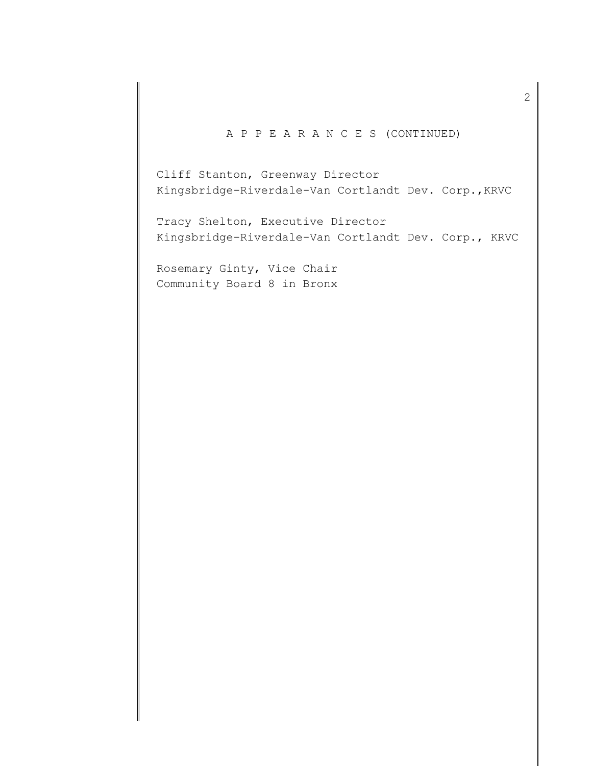A P P E A R A N C E S (CONTINUED)

Cliff Stanton, Greenway Director
Kingsbridge-Riverdale-Van Cortlandt Dev. Corp.,KRVC

Tracy Shelton, Executive Director
Kingsbridge-Riverdale-Van Cortlandt Dev. Corp., KRVC

Rosemary Ginty, Vice Chair
Community Board 8 in Bronx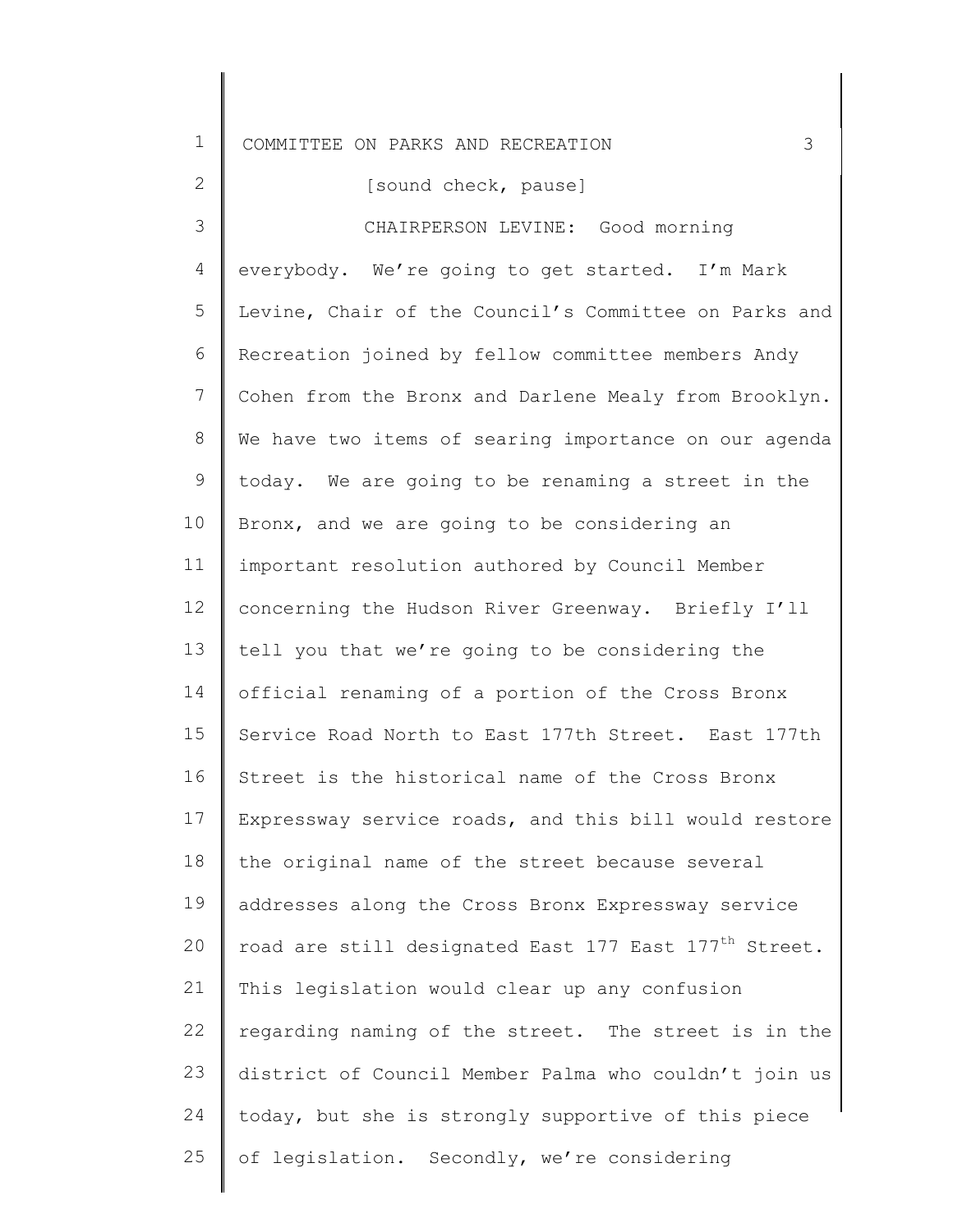[sound check, pause]

CHAIRPERSON LEVINE: Good morning everybody. We're going to get started. I'm Mark Levine, Chair of the Council's Committee on Parks and Recreation joined by fellow committee members Andy Cohen from the Bronx and Darlene Mealy from Brooklyn. We have two items of searing importance on our agenda today. We are going to be renaming a street in the Bronx, and we are going to be considering an important resolution authored by Council Member concerning the Hudson River Greenway. Briefly I'll tell you that we're going to be considering the official renaming of a portion of the Cross Bronx Service Road North to East 177th Street. East 177th Street is the historical name of the Cross Bronx Expressway service roads, and this bill would restore the original name of the street because several addresses along the Cross Bronx Expressway service road are still designated East 177 East 177th Street. This legislation would clear up any confusion regarding naming of the street. The street is in the district of Council Member Palma who couldn't join us today, but she is strongly supportive of this piece of legislation. Secondly, we're considering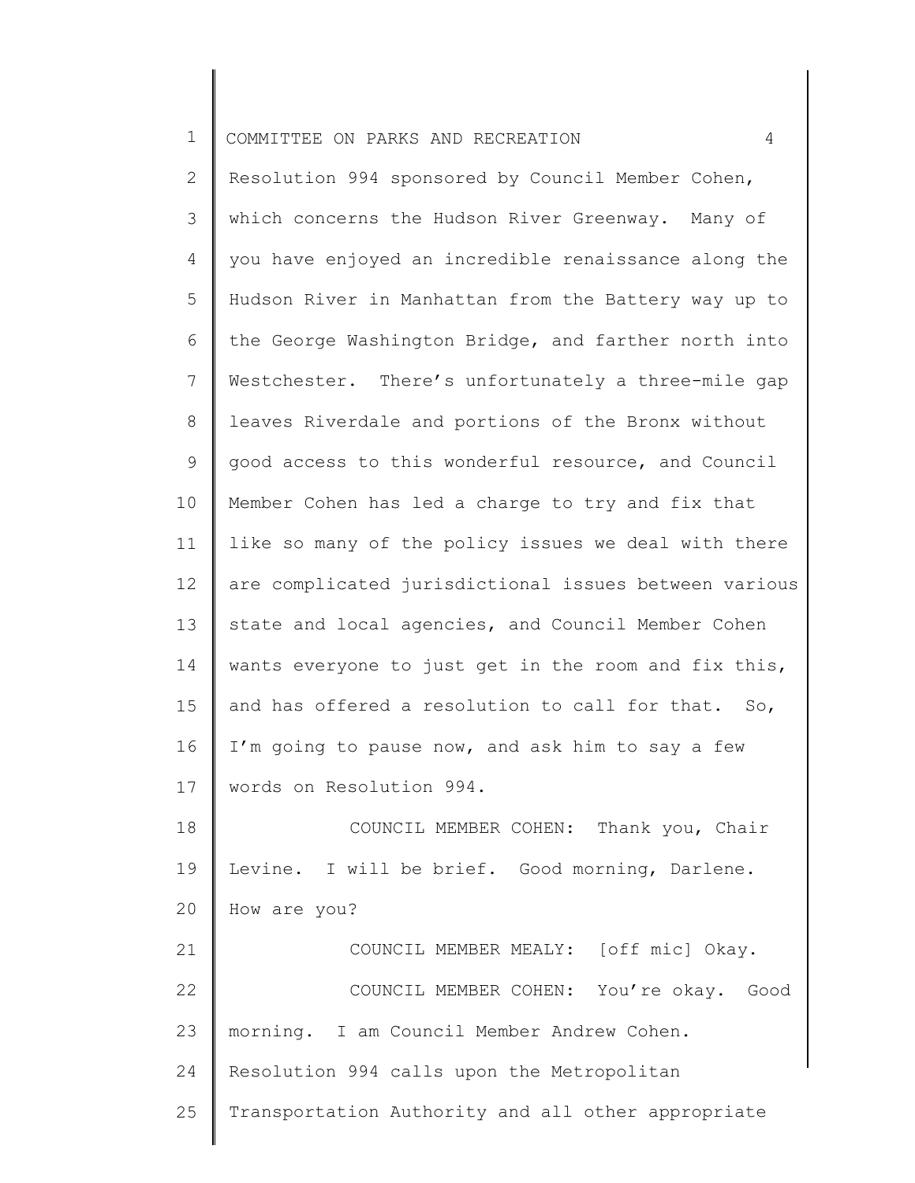Resolution 994 sponsored by Council Member Cohen, which concerns the Hudson River Greenway. Many of you have enjoyed an incredible renaissance along the Hudson River in Manhattan from the Battery way up to the George Washington Bridge, and farther north into Westchester. There's unfortunately a three-mile gap leaves Riverdale and portions of the Bronx without good access to this wonderful resource, and Council Member Cohen has led a charge to try and fix that like so many of the policy issues we deal with there are complicated jurisdictional issues between various state and local agencies, and Council Member Cohen wants everyone to just get in the room and fix this, and has offered a resolution to call for that. So, I'm going to pause now, and ask him to say a few words on Resolution 994.

COUNCIL MEMBER COHEN: Thank you, Chair Levine. I will be brief. Good morning, Darlene. How are you?

COUNCIL MEMBER MEALY: [off mic] Okay.

COUNCIL MEMBER COHEN: You're okay. Good morning. I am Council Member Andrew Cohen. Resolution 994 calls upon the Metropolitan Transportation Authority and all other appropriate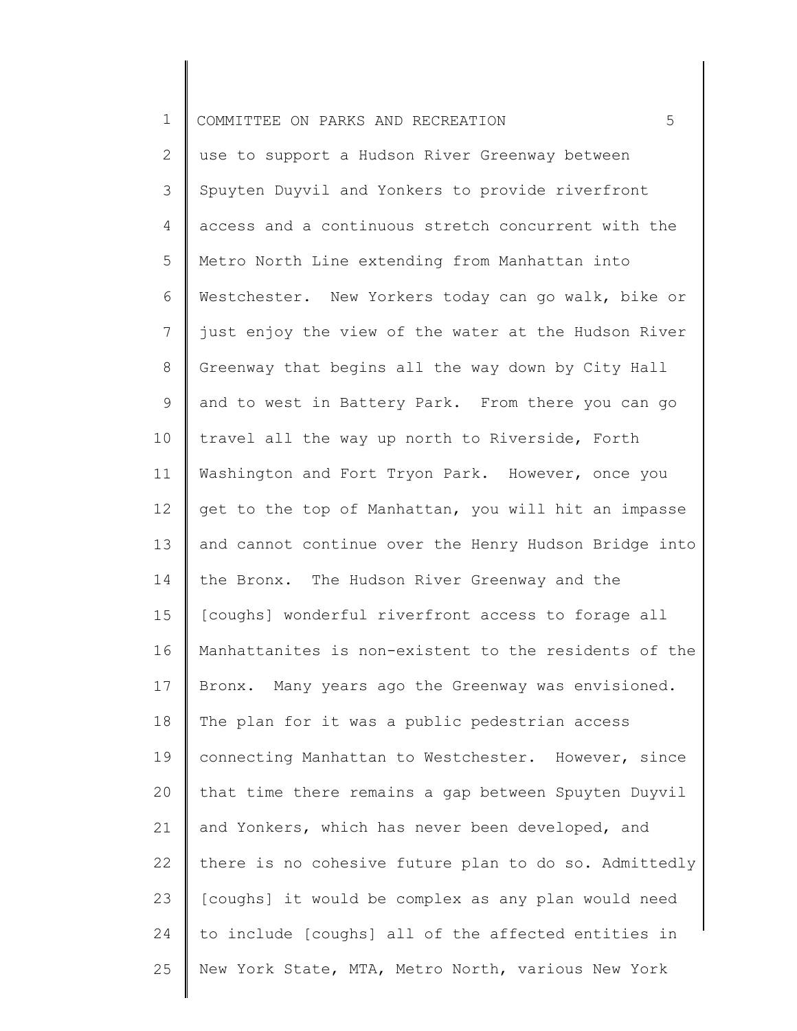use to support a Hudson River Greenway between Spuyten Duyvil and Yonkers to provide riverfront access and a continuous stretch concurrent with the Metro North Line extending from Manhattan into Westchester. New Yorkers today can go walk, bike or just enjoy the view of the water at the Hudson River Greenway that begins all the way down by City Hall and to west in Battery Park. From there you can go travel all the way up north to Riverside, Forth Washington and Fort Tryon Park. However, once you get to the top of Manhattan, you will hit an impasse and cannot continue over the Henry Hudson Bridge into the Bronx. The Hudson River Greenway and the [coughs] wonderful riverfront access to forage all Manhattanites is non-existent to the residents of the Bronx. Many years ago the Greenway was envisioned. The plan for it was a public pedestrian access connecting Manhattan to Westchester. However, since that time there remains a gap between Spuyten Duyvil and Yonkers, which has never been developed, and there is no cohesive future plan to do so. Admittedly [coughs] it would be complex as any plan would need to include [coughs] all of the affected entities in New York State, MTA, Metro North, various New York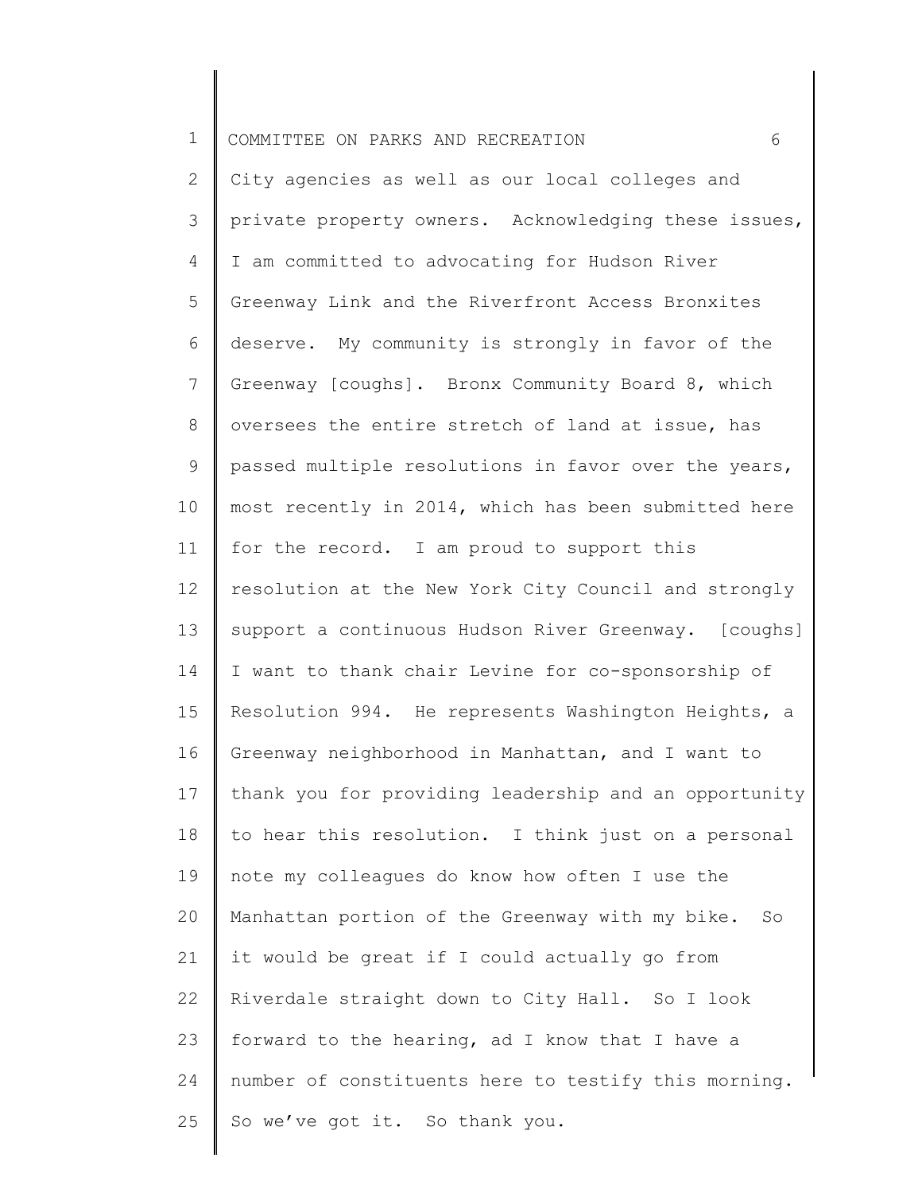City agencies as well as our local colleges and private property owners. Acknowledging these issues, I am committed to advocating for Hudson River Greenway Link and the Riverfront Access Bronxites deserve. My community is strongly in favor of the Greenway [coughs]. Bronx Community Board 8, which oversees the entire stretch of land at issue, has passed multiple resolutions in favor over the years, most recently in 2014, which has been submitted here for the record. I am proud to support this resolution at the New York City Council and strongly support a continuous Hudson River Greenway. [coughs] I want to thank chair Levine for co-sponsorship of Resolution 994. He represents Washington Heights, a Greenway neighborhood in Manhattan, and I want to thank you for providing leadership and an opportunity to hear this resolution. I think just on a personal note my colleagues do know how often I use the Manhattan portion of the Greenway with my bike. So it would be great if I could actually go from Riverdale straight down to City Hall. So I look forward to the hearing, ad I know that I have a number of constituents here to testify this morning. So we've got it. So thank you.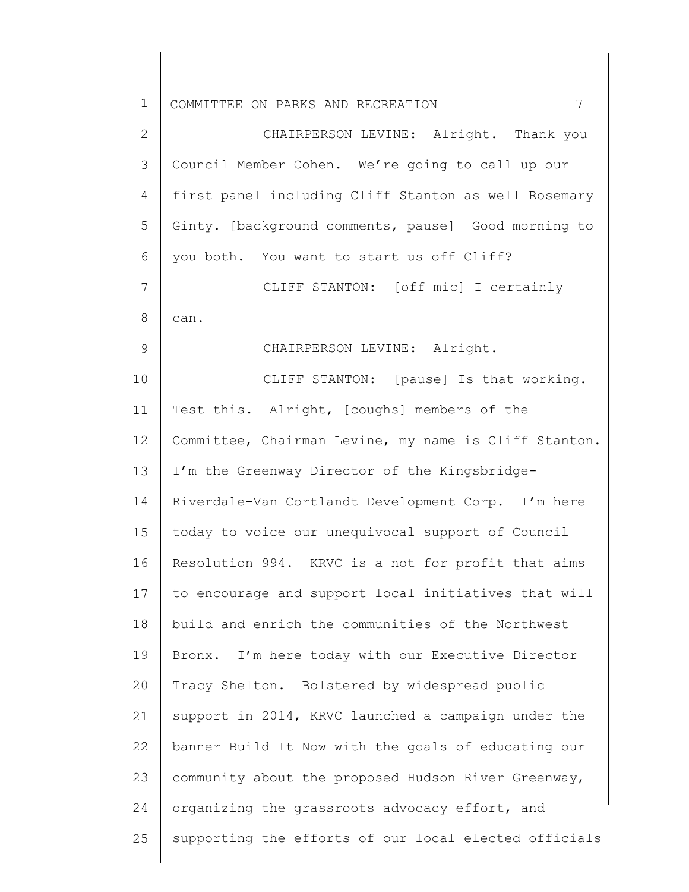CHAIRPERSON LEVINE: Alright. Thank you Council Member Cohen. We're going to call up our first panel including Cliff Stanton as well Rosemary Ginty. [background comments, pause] Good morning to you both. You want to start us off Cliff?

CLIFF STANTON: [off mic] I certainly can.

CHAIRPERSON LEVINE: Alright.

CLIFF STANTON: [pause] Is that working. Test this. Alright, [coughs] members of the Committee, Chairman Levine, my name is Cliff Stanton. I'm the Greenway Director of the Kingsbridge-Riverdale-Van Cortlandt Development Corp. I'm here today to voice our unequivocal support of Council Resolution 994. KRVC is a not for profit that aims to encourage and support local initiatives that will build and enrich the communities of the Northwest Bronx. I'm here today with our Executive Director Tracy Shelton. Bolstered by widespread public support in 2014, KRVC launched a campaign under the banner Build It Now with the goals of educating our community about the proposed Hudson River Greenway, organizing the grassroots advocacy effort, and supporting the efforts of our local elected officials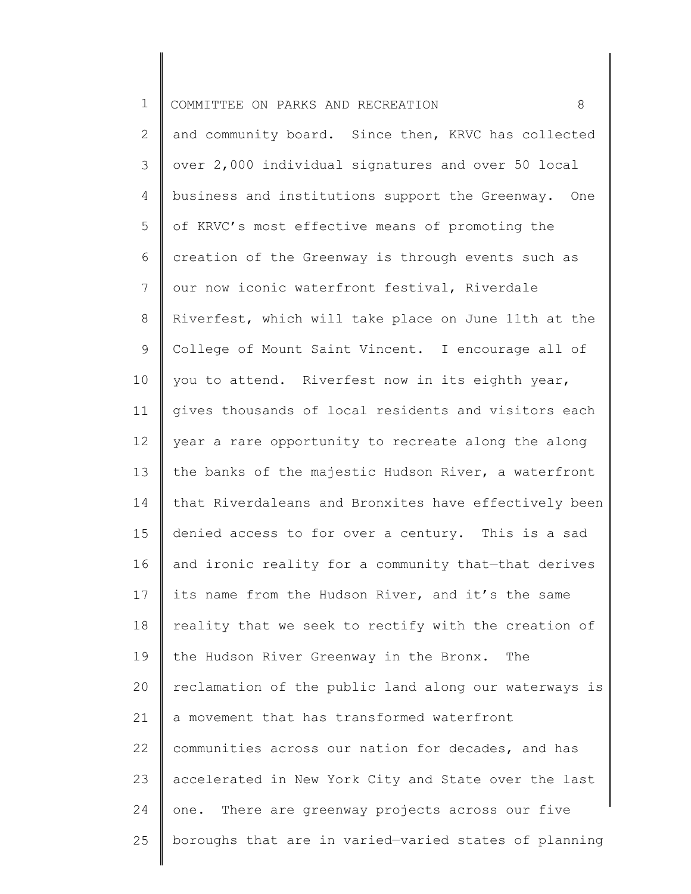and community board. Since then, KRVC has collected over 2,000 individual signatures and over 50 local business and institutions support the Greenway. One of KRVC's most effective means of promoting the creation of the Greenway is through events such as our now iconic waterfront festival, Riverdale Riverfest, which will take place on June 11th at the College of Mount Saint Vincent. I encourage all of you to attend. Riverfest now in its eighth year, gives thousands of local residents and visitors each year a rare opportunity to recreate along the along the banks of the majestic Hudson River, a waterfront that Riverdaleans and Bronxites have effectively been denied access to for over a century. This is a sad and ironic reality for a community that—that derives its name from the Hudson River, and it's the same reality that we seek to rectify with the creation of the Hudson River Greenway in the Bronx. The reclamation of the public land along our waterways is a movement that has transformed waterfront communities across our nation for decades, and has accelerated in New York City and State over the last one. There are greenway projects across our five boroughs that are in varied—varied states of planning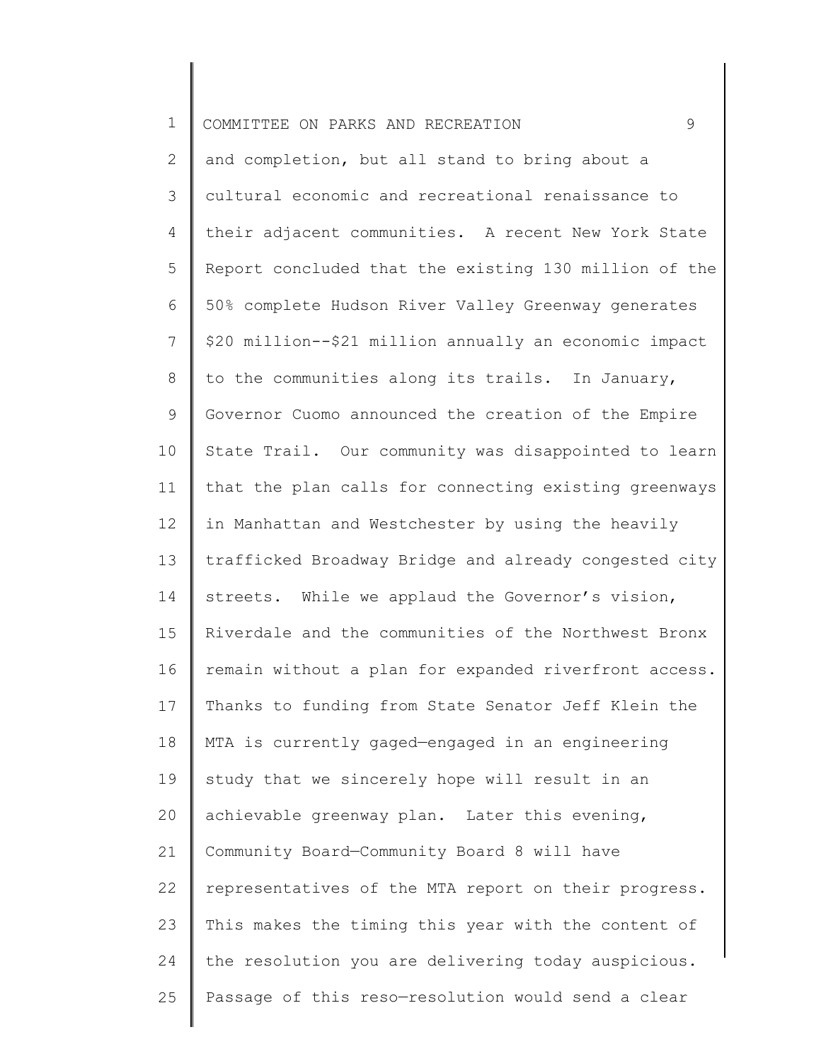and completion, but all stand to bring about a cultural economic and recreational renaissance to their adjacent communities. A recent New York State Report concluded that the existing 130 million of the 50% complete Hudson River Valley Greenway generates $20 million--$21 million annually an economic impact to the communities along its trails. In January, Governor Cuomo announced the creation of the Empire State Trail. Our community was disappointed to learn that the plan calls for connecting existing greenways in Manhattan and Westchester by using the heavily trafficked Broadway Bridge and already congested city streets. While we applaud the Governor's vision, Riverdale and the communities of the Northwest Bronx remain without a plan for expanded riverfront access. Thanks to funding from State Senator Jeff Klein the MTA is currently gaged—engaged in an engineering study that we sincerely hope will result in an achievable greenway plan. Later this evening, Community Board—Community Board 8 will have representatives of the MTA report on their progress. This makes the timing this year with the content of the resolution you are delivering today auspicious. Passage of this reso—resolution would send a clear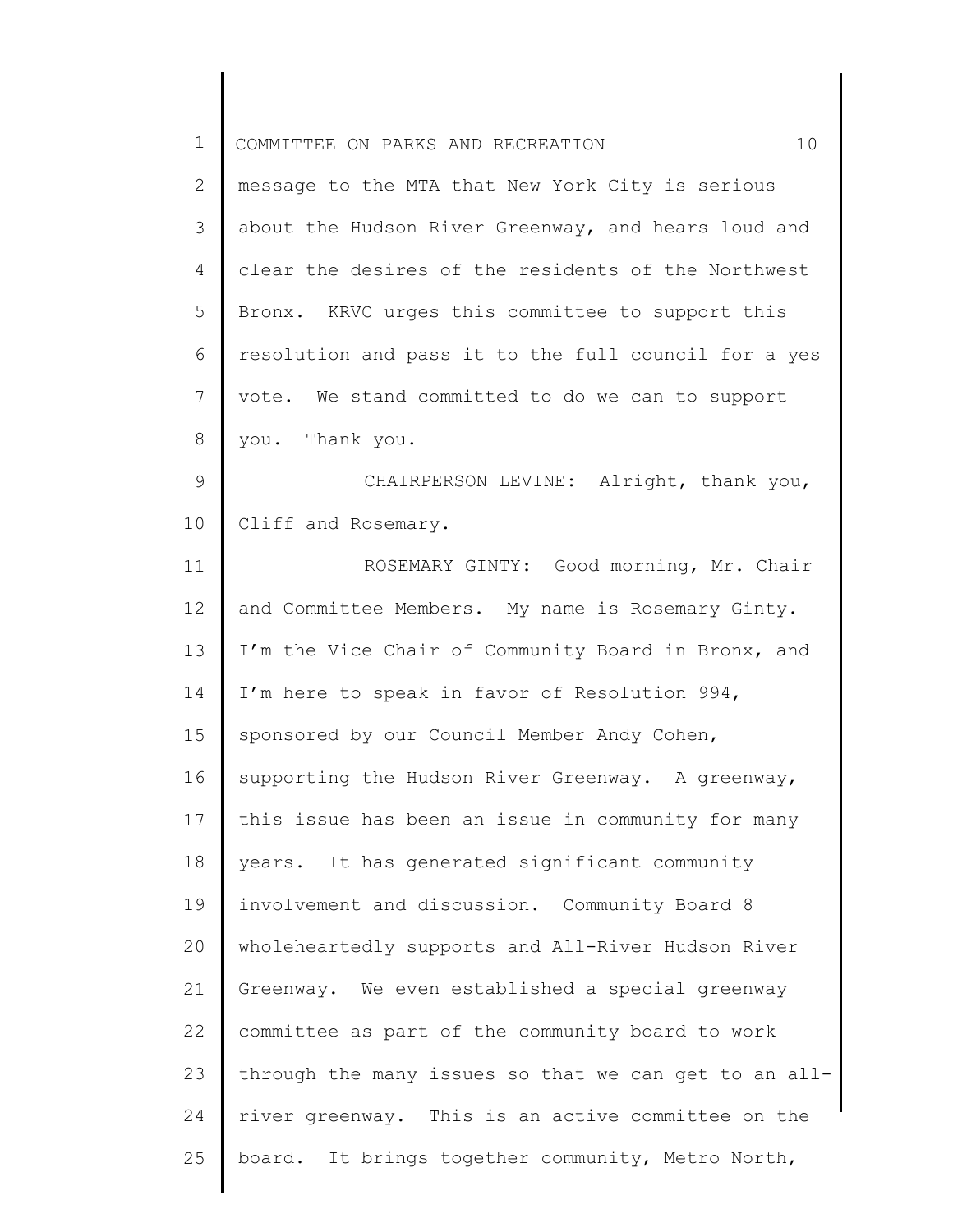message to the MTA that New York City is serious about the Hudson River Greenway, and hears loud and clear the desires of the residents of the Northwest Bronx. KRVC urges this committee to support this resolution and pass it to the full council for a yes vote. We stand committed to do we can to support you. Thank you.

CHAIRPERSON LEVINE: Alright, thank you, Cliff and Rosemary.

ROSEMARY GINTY: Good morning, Mr. Chair and Committee Members. My name is Rosemary Ginty. I'm the Vice Chair of Community Board in Bronx, and I'm here to speak in favor of Resolution 994, sponsored by our Council Member Andy Cohen, supporting the Hudson River Greenway. A greenway, this issue has been an issue in community for many years. It has generated significant community involvement and discussion. Community Board 8 wholeheartedly supports and All-River Hudson River Greenway. We even established a special greenway committee as part of the community board to work through the many issues so that we can get to an all-river greenway. This is an active committee on the board. It brings together community, Metro North,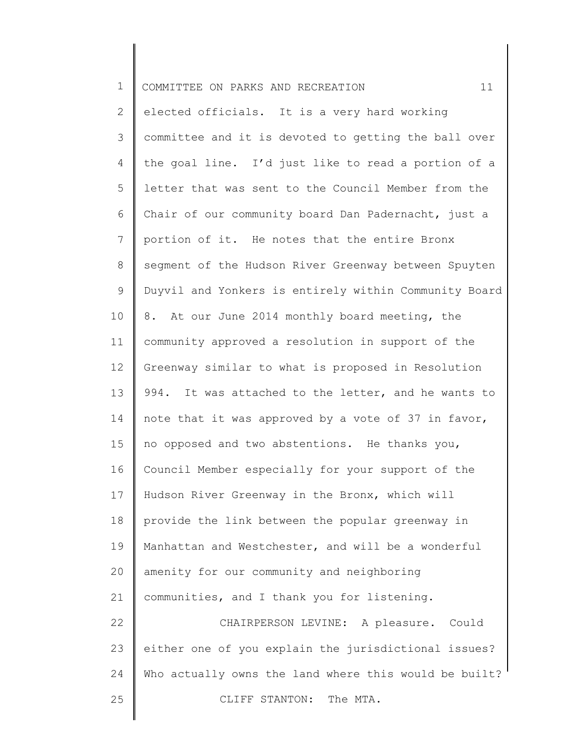elected officials. It is a very hard working committee and it is devoted to getting the ball over the goal line. I'd just like to read a portion of a letter that was sent to the Council Member from the Chair of our community board Dan Padernacht, just a portion of it. He notes that the entire Bronx segment of the Hudson River Greenway between Spuyten Duyvil and Yonkers is entirely within Community Board 8. At our June 2014 monthly board meeting, the community approved a resolution in support of the Greenway similar to what is proposed in Resolution 994. It was attached to the letter, and he wants to note that it was approved by a vote of 37 in favor, no opposed and two abstentions. He thanks you, Council Member especially for your support of the Hudson River Greenway in the Bronx, which will provide the link between the popular greenway in Manhattan and Westchester, and will be a wonderful amenity for our community and neighboring communities, and I thank you for listening.

CHAIRPERSON LEVINE: A pleasure. Could either one of you explain the jurisdictional issues? Who actually owns the land where this would be built?

CLIFF STANTON: The MTA.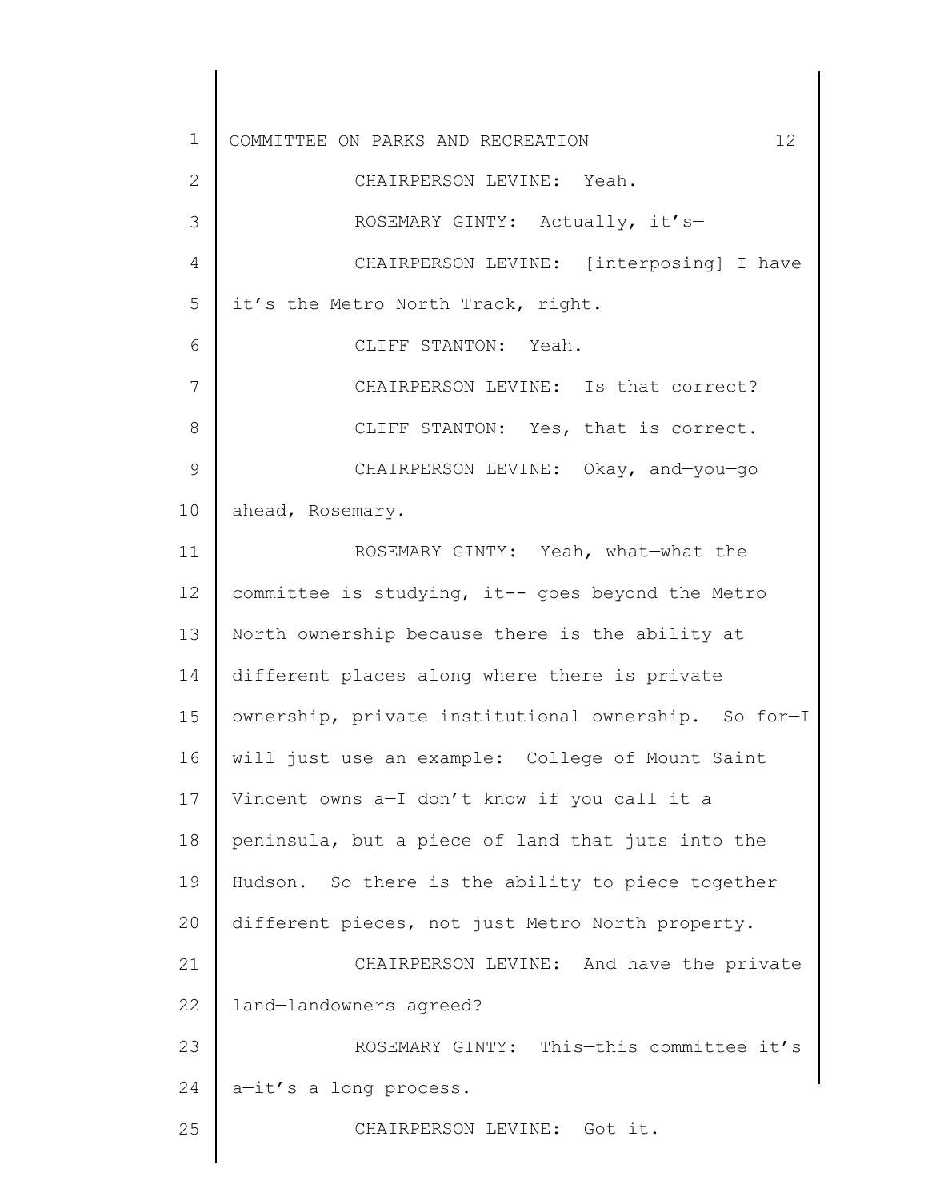CHAIRPERSON LEVINE: Yeah.

ROSEMARY GINTY: Actually, it's—

CHAIRPERSON LEVINE: [interposing] I have it's the Metro North Track, right.

CLIFF STANTON: Yeah.

CHAIRPERSON LEVINE: Is that correct?

CLIFF STANTON: Yes, that is correct.

CHAIRPERSON LEVINE: Okay, and—you—go ahead, Rosemary.

ROSEMARY GINTY: Yeah, what—what the committee is studying, it-- goes beyond the Metro North ownership because there is the ability at different places along where there is private ownership, private institutional ownership. So for—I will just use an example: College of Mount Saint Vincent owns a—I don't know if you call it a peninsula, but a piece of land that juts into the Hudson. So there is the ability to piece together different pieces, not just Metro North property.

CHAIRPERSON LEVINE: And have the private land—landowners agreed?

ROSEMARY GINTY: This—this committee it's a—it's a long process.

CHAIRPERSON LEVINE: Got it.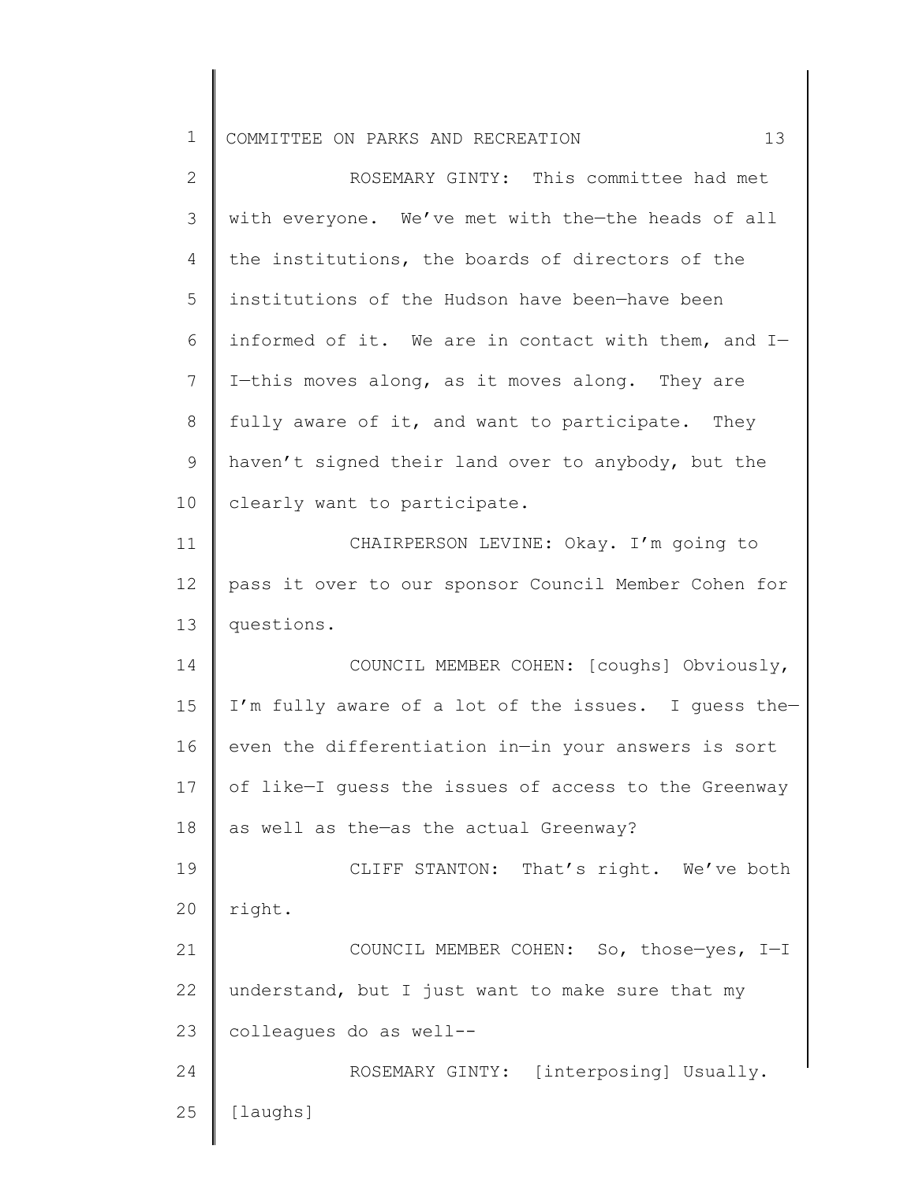ROSEMARY GINTY: This committee had met with everyone. We've met with the—the heads of all the institutions, the boards of directors of the institutions of the Hudson have been—have been informed of it. We are in contact with them, and I—I—this moves along, as it moves along. They are fully aware of it, and want to participate. They haven't signed their land over to anybody, but the clearly want to participate.

CHAIRPERSON LEVINE: Okay. I'm going to pass it over to our sponsor Council Member Cohen for questions.

COUNCIL MEMBER COHEN: [coughs] Obviously, I'm fully aware of a lot of the issues. I guess the—even the differentiation in—in your answers is sort of like—I guess the issues of access to the Greenway as well as the—as the actual Greenway?

CLIFF STANTON: That's right. We've both right.

COUNCIL MEMBER COHEN: So, those—yes, I—I understand, but I just want to make sure that my colleagues do as well--

ROSEMARY GINTY: [interposing] Usually. [laughs]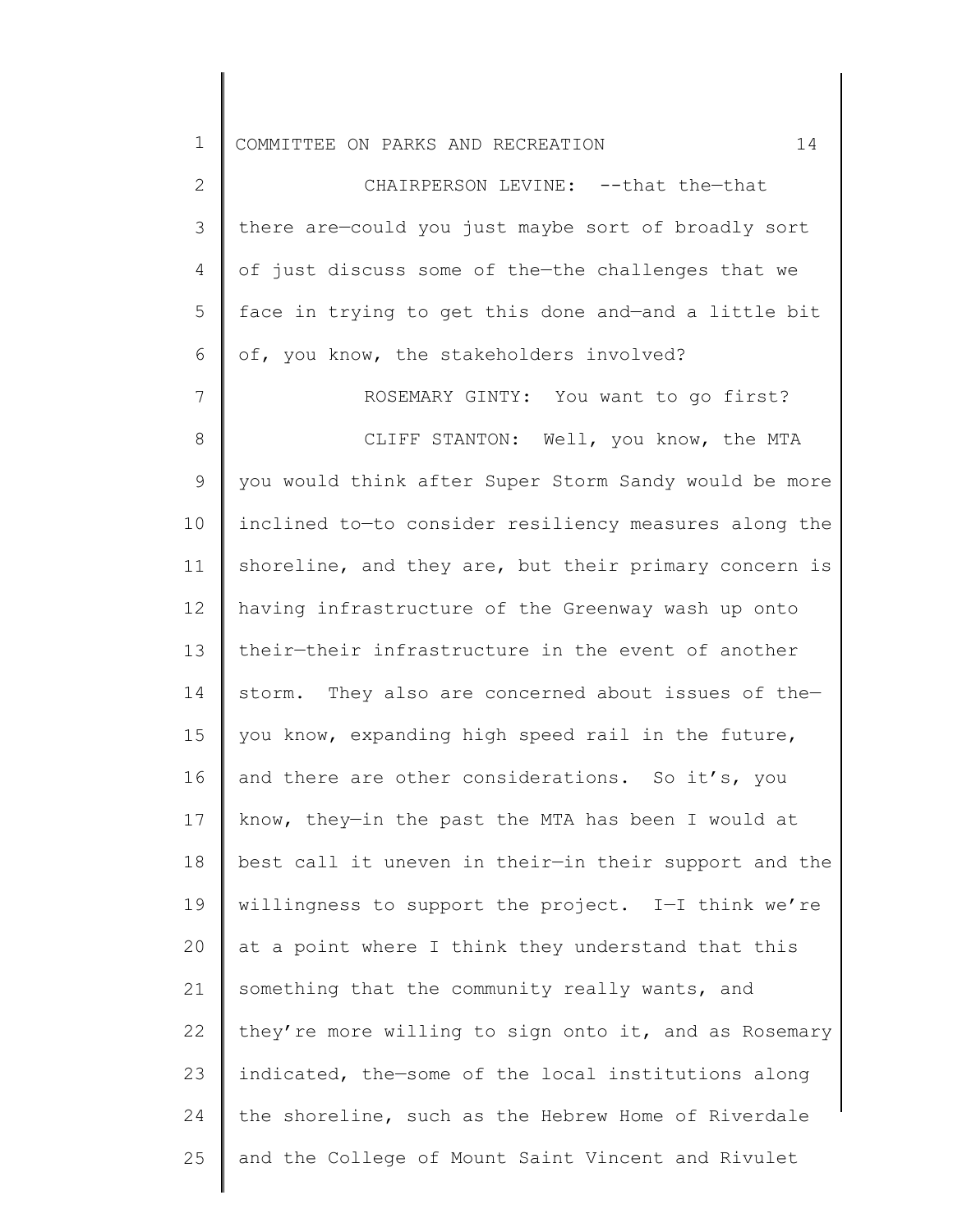CHAIRPERSON LEVINE: --that the—that there are—could you just maybe sort of broadly sort of just discuss some of the—the challenges that we face in trying to get this done and—and a little bit of, you know, the stakeholders involved?

ROSEMARY GINTY: You want to go first?

CLIFF STANTON: Well, you know, the MTA you would think after Super Storm Sandy would be more inclined to—to consider resiliency measures along the shoreline, and they are, but their primary concern is having infrastructure of the Greenway wash up onto their—their infrastructure in the event of another storm. They also are concerned about issues of the—you know, expanding high speed rail in the future, and there are other considerations. So it's, you know, they—in the past the MTA has been I would at best call it uneven in their—in their support and the willingness to support the project. I—I think we're at a point where I think they understand that this something that the community really wants, and they're more willing to sign onto it, and as Rosemary indicated, the—some of the local institutions along the shoreline, such as the Hebrew Home of Riverdale and the College of Mount Saint Vincent and Rivulet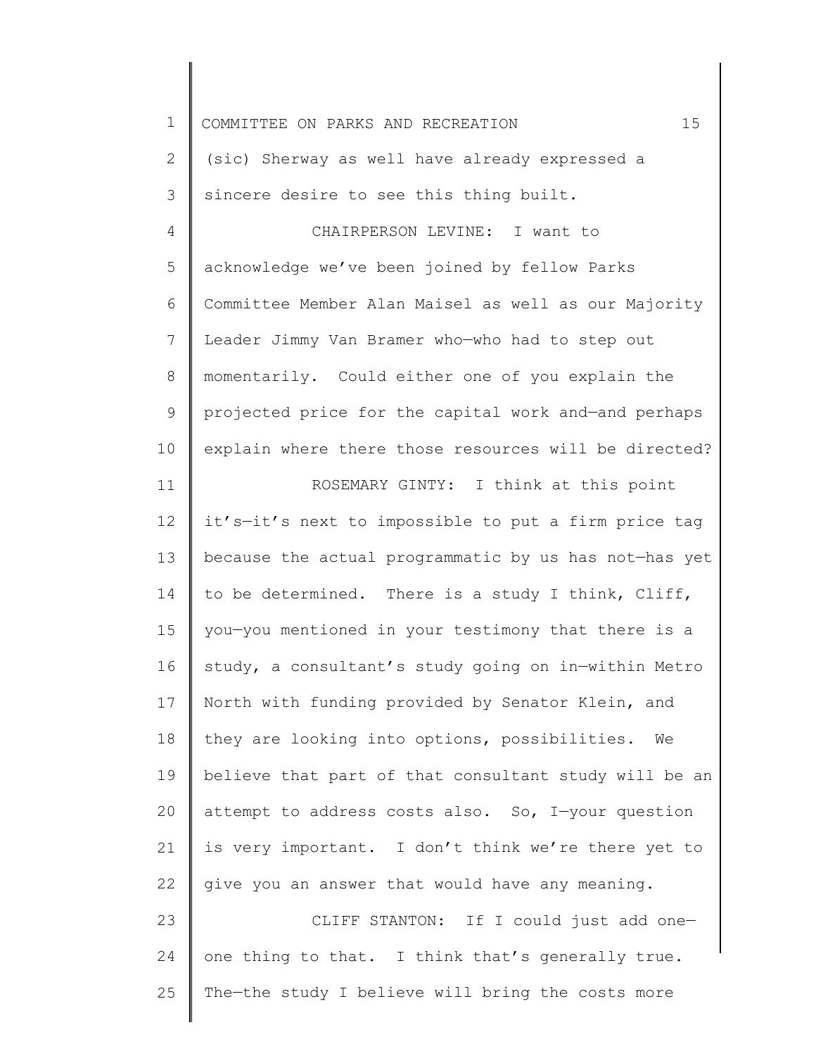(sic) Sherway as well have already expressed a sincere desire to see this thing built.

CHAIRPERSON LEVINE: I want to acknowledge we've been joined by fellow Parks Committee Member Alan Maisel as well as our Majority Leader Jimmy Van Bramer who—who had to step out momentarily. Could either one of you explain the projected price for the capital work and—and perhaps explain where there those resources will be directed?

ROSEMARY GINTY: I think at this point it's—it's next to impossible to put a firm price tag because the actual programmatic by us has not—has yet to be determined. There is a study I think, Cliff, you—you mentioned in your testimony that there is a study, a consultant's study going on in—within Metro North with funding provided by Senator Klein, and they are looking into options, possibilities. We believe that part of that consultant study will be an attempt to address costs also. So, I—your question is very important. I don't think we're there yet to give you an answer that would have any meaning.

CLIFF STANTON: If I could just add one—one thing to that. I think that's generally true. The—the study I believe will bring the costs more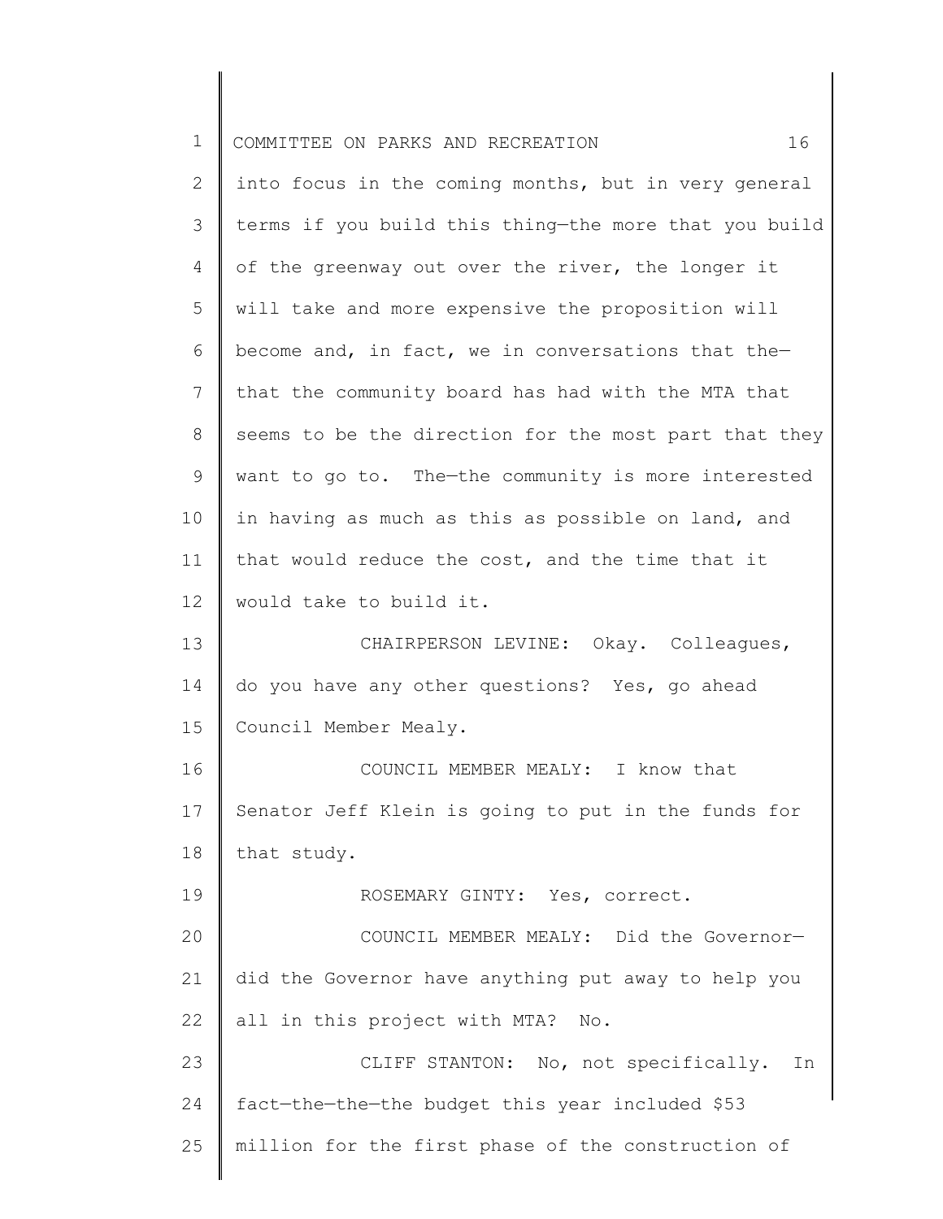into focus in the coming months, but in very general terms if you build this thing—the more that you build of the greenway out over the river, the longer it will take and more expensive the proposition will become and, in fact, we in conversations that the—that the community board has had with the MTA that seems to be the direction for the most part that they want to go to. The—the community is more interested in having as much as this as possible on land, and that would reduce the cost, and the time that it would take to build it.

CHAIRPERSON LEVINE: Okay. Colleagues, do you have any other questions? Yes, go ahead Council Member Mealy.

COUNCIL MEMBER MEALY: I know that Senator Jeff Klein is going to put in the funds for that study.

ROSEMARY GINTY: Yes, correct.

COUNCIL MEMBER MEALY: Did the Governor—did the Governor have anything put away to help you all in this project with MTA? No.

CLIFF STANTON: No, not specifically. In fact—the—the—the budget this year included $53 million for the first phase of the construction of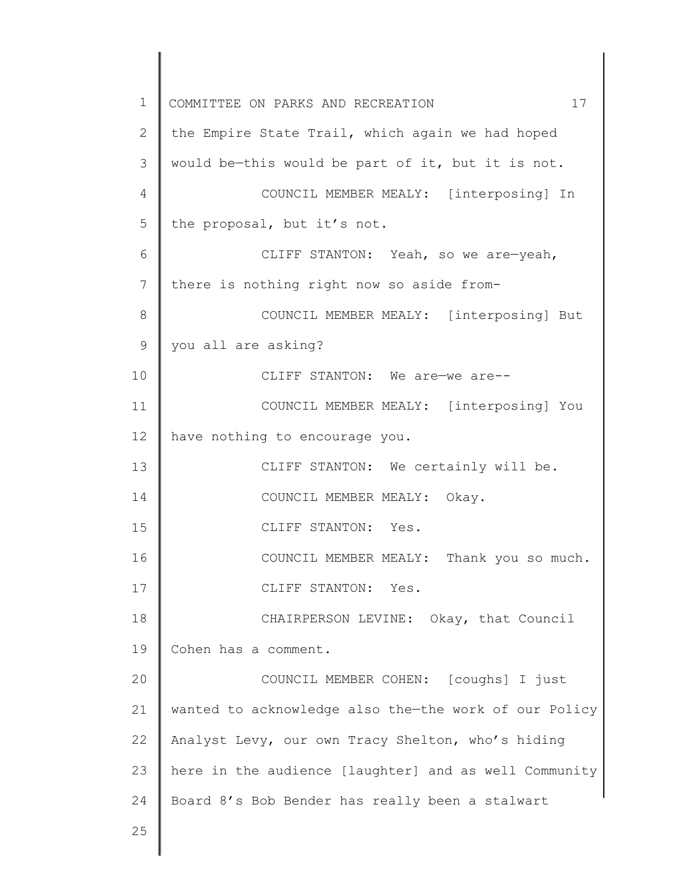the Empire State Trail, which again we had hoped would be—this would be part of it, but it is not.

COUNCIL MEMBER MEALY: [interposing] In the proposal, but it's not.

CLIFF STANTON: Yeah, so we are—yeah, there is nothing right now so aside from-

COUNCIL MEMBER MEALY: [interposing] But you all are asking?

CLIFF STANTON: We are—we are--

COUNCIL MEMBER MEALY: [interposing] You have nothing to encourage you.

CLIFF STANTON: We certainly will be.

COUNCIL MEMBER MEALY: Okay.

CLIFF STANTON: Yes.

COUNCIL MEMBER MEALY: Thank you so much.

CLIFF STANTON: Yes.

CHAIRPERSON LEVINE: Okay, that Council Cohen has a comment.

COUNCIL MEMBER COHEN: [coughs] I just wanted to acknowledge also the—the work of our Policy Analyst Levy, our own Tracy Shelton, who's hiding here in the audience [laughter] and as well Community Board 8's Bob Bender has really been a stalwart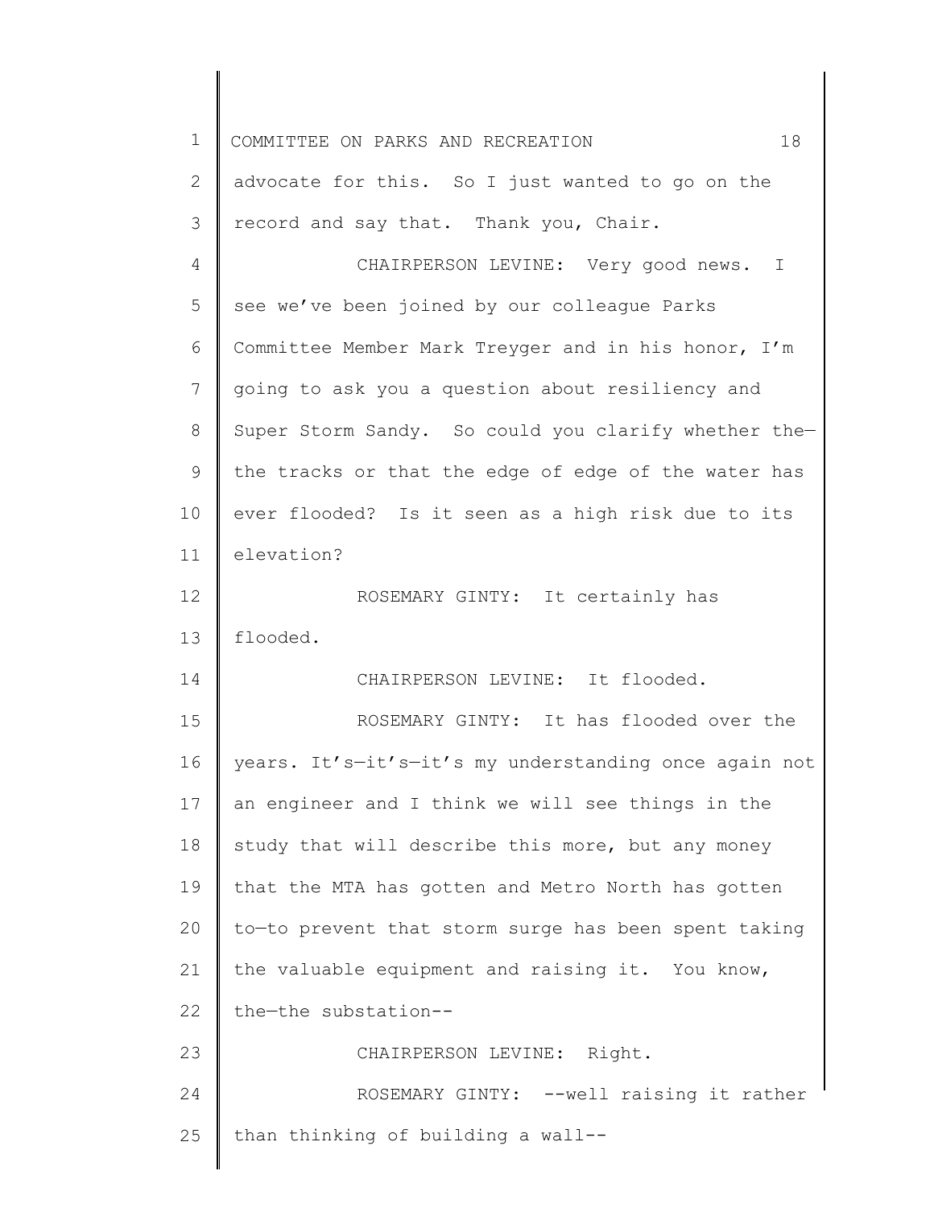advocate for this. So I just wanted to go on the record and say that. Thank you, Chair.

CHAIRPERSON LEVINE: Very good news. I see we've been joined by our colleague Parks Committee Member Mark Treyger and in his honor, I'm going to ask you a question about resiliency and Super Storm Sandy. So could you clarify whether the—the tracks or that the edge of edge of the water has ever flooded? Is it seen as a high risk due to its elevation?

ROSEMARY GINTY: It certainly has flooded.

CHAIRPERSON LEVINE: It flooded.

ROSEMARY GINTY: It has flooded over the years. It's—it's—it's my understanding once again not an engineer and I think we will see things in the study that will describe this more, but any money that the MTA has gotten and Metro North has gotten to—to prevent that storm surge has been spent taking the valuable equipment and raising it. You know, the—the substation--

CHAIRPERSON LEVINE: Right.

ROSEMARY GINTY: --well raising it rather than thinking of building a wall--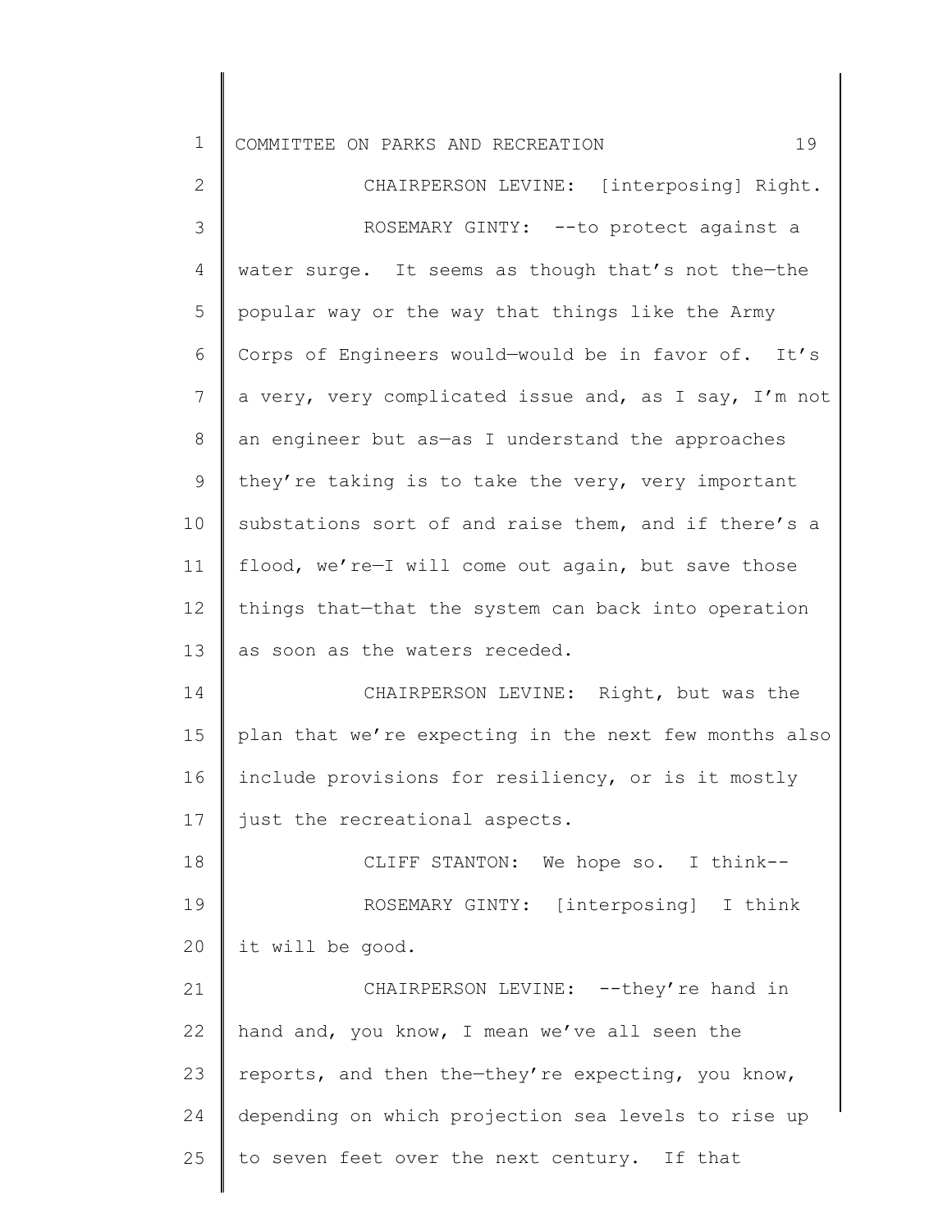CHAIRPERSON LEVINE: [interposing] Right.

ROSEMARY GINTY: --to protect against a water surge. It seems as though that's not the—the popular way or the way that things like the Army Corps of Engineers would—would be in favor of. It's a very, very complicated issue and, as I say, I'm not an engineer but as—as I understand the approaches they're taking is to take the very, very important substations sort of and raise them, and if there's a flood, we're—I will come out again, but save those things that—that the system can back into operation as soon as the waters receded.

CHAIRPERSON LEVINE: Right, but was the plan that we're expecting in the next few months also include provisions for resiliency, or is it mostly just the recreational aspects.

CLIFF STANTON: We hope so. I think--

ROSEMARY GINTY: [interposing] I think it will be good.

CHAIRPERSON LEVINE: --they're hand in hand and, you know, I mean we've all seen the reports, and then the—they're expecting, you know, depending on which projection sea levels to rise up to seven feet over the next century. If that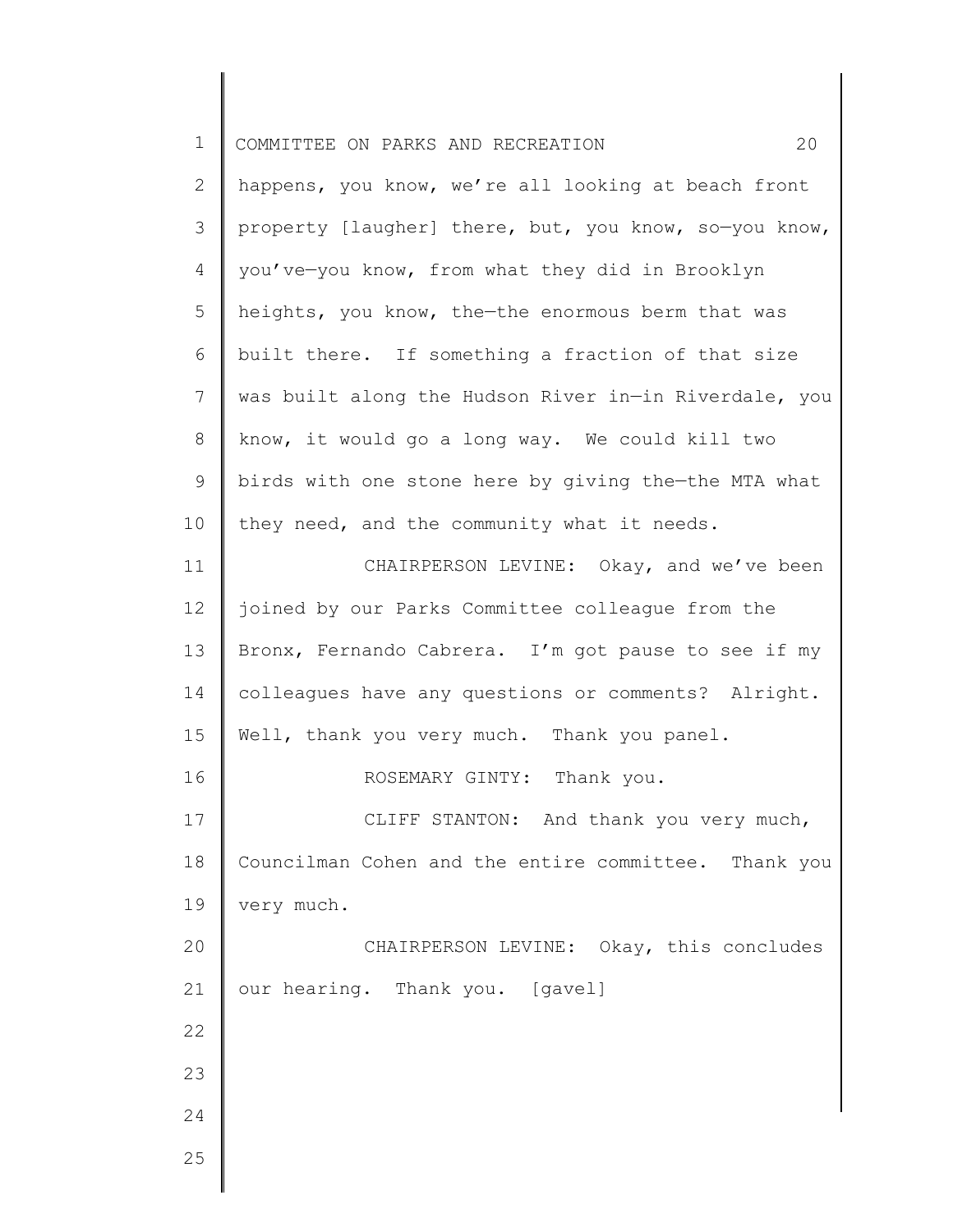happens, you know, we're all looking at beach front property [laugher] there, but, you know, so—you know, you've—you know, from what they did in Brooklyn heights, you know, the—the enormous berm that was built there. If something a fraction of that size was built along the Hudson River in—in Riverdale, you know, it would go a long way. We could kill two birds with one stone here by giving the—the MTA what they need, and the community what it needs.

CHAIRPERSON LEVINE: Okay, and we've been joined by our Parks Committee colleague from the Bronx, Fernando Cabrera. I'm got pause to see if my colleagues have any questions or comments? Alright. Well, thank you very much. Thank you panel.

ROSEMARY GINTY: Thank you.

CLIFF STANTON: And thank you very much, Councilman Cohen and the entire committee. Thank you very much.

CHAIRPERSON LEVINE: Okay, this concludes our hearing. Thank you. [gavel]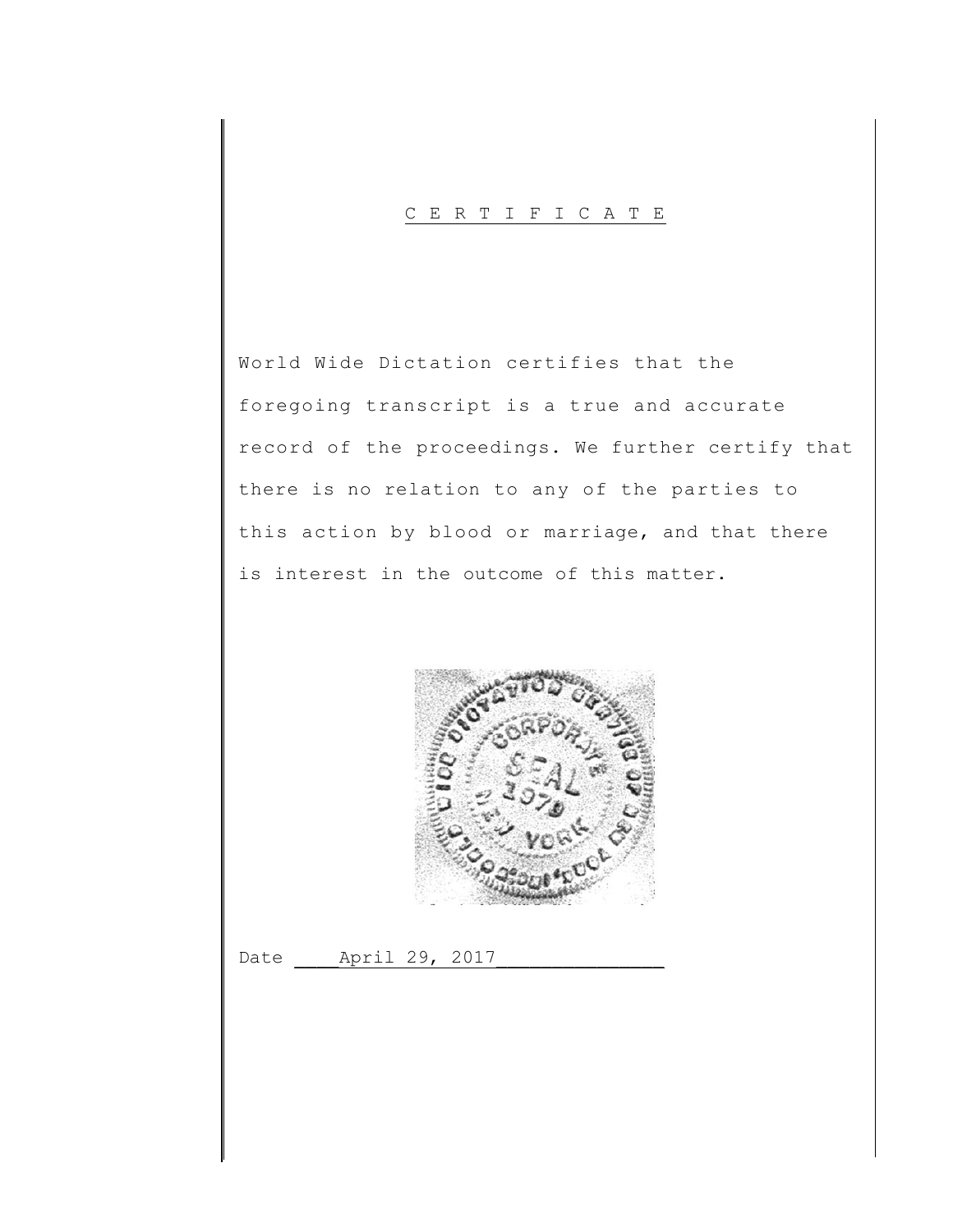# C E R T I F I C A T E

World Wide Dictation certifies that the foregoing transcript is a true and accurate record of the proceedings. We further certify that there is no relation to any of the parties to this action by blood or marriage, and that there is interest in the outcome of this matter.

Date ____April 29, 2017______________